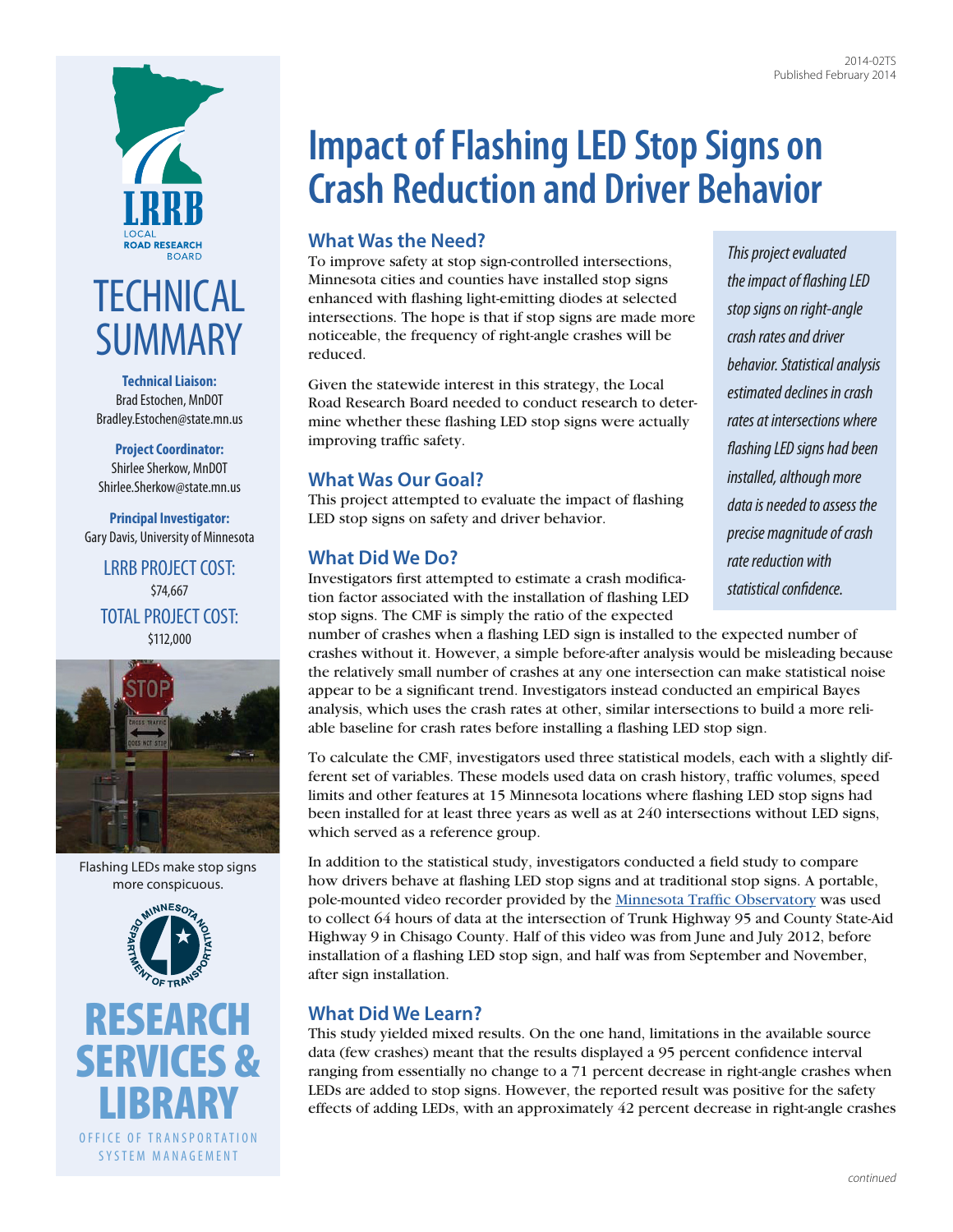2014-02TS
Published February 2014

LRRB
LOCAL ROAD RESEARCH BOARD

# TECHNICAL SUMMARY

**Technical Liaison:**
Brad Estochen, MnDOT
Bradley.Estochen@state.mn.us

**Project Coordinator:**
Shirlee Sherkow, MnDOT
Shirlee.Sherkow@state.mn.us

**Principal Investigator:**
Gary Davis, University of Minnesota

LRRB PROJECT COST:
$74,667

TOTAL PROJECT COST:
$112,000

Flashing LEDs make stop signs more conspicuous.

RESEARCH SERVICES & LIBRARY
OFFICE OF TRANSPORTATION SYSTEM MANAGEMENT

# Impact of Flashing LED Stop Signs on Crash Reduction and Driver Behavior

*This project evaluated the impact of flashing LED stop signs on right-angle crash rates and driver behavior. Statistical analysis estimated declines in crash rates at intersections where flashing LED signs had been installed, although more data is needed to assess the precise magnitude of crash rate reduction with statistical confidence.*

## What Was the Need?

To improve safety at stop sign-controlled intersections, Minnesota cities and counties have installed stop signs enhanced with flashing light-emitting diodes at selected intersections. The hope is that if stop signs are made more noticeable, the frequency of right-angle crashes will be reduced.

Given the statewide interest in this strategy, the Local Road Research Board needed to conduct research to determine whether these flashing LED stop signs were actually improving traffic safety.

## What Was Our Goal?

This project attempted to evaluate the impact of flashing LED stop signs on safety and driver behavior.

## What Did We Do?

Investigators first attempted to estimate a crash modification factor associated with the installation of flashing LED stop signs. The CMF is simply the ratio of the expected number of crashes when a flashing LED sign is installed to the expected number of crashes without it. However, a simple before-after analysis would be misleading because the relatively small number of crashes at any one intersection can make statistical noise appear to be a significant trend. Investigators instead conducted an empirical Bayes analysis, which uses the crash rates at other, similar intersections to build a more reliable baseline for crash rates before installing a flashing LED stop sign.

To calculate the CMF, investigators used three statistical models, each with a slightly different set of variables. These models used data on crash history, traffic volumes, speed limits and other features at 15 Minnesota locations where flashing LED stop signs had been installed for at least three years as well as at 240 intersections without LED signs, which served as a reference group.

In addition to the statistical study, investigators conducted a field study to compare how drivers behave at flashing LED stop signs and at traditional stop signs. A portable, pole-mounted video recorder provided by the Minnesota Traffic Observatory was used to collect 64 hours of data at the intersection of Trunk Highway 95 and County State-Aid Highway 9 in Chisago County. Half of this video was from June and July 2012, before installation of a flashing LED stop sign, and half was from September and November, after sign installation.

## What Did We Learn?

This study yielded mixed results. On the one hand, limitations in the available source data (few crashes) meant that the results displayed a 95 percent confidence interval ranging from essentially no change to a 71 percent decrease in right-angle crashes when LEDs are added to stop signs. However, the reported result was positive for the safety effects of adding LEDs, with an approximately 42 percent decrease in right-angle crashes

*continued*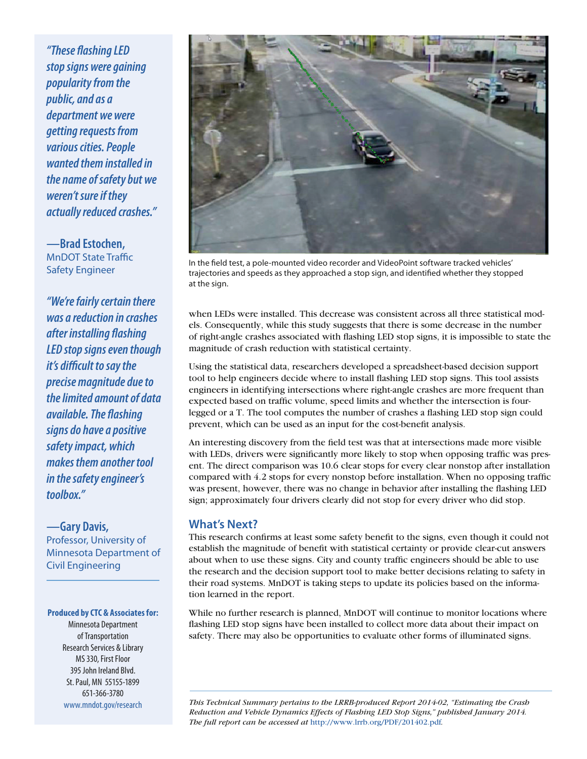*"These flashing LED stop signs were gaining popularity from the public, and as a department we were getting requests from various cities. People wanted them installed in the name of safety but we weren't sure if they actually reduced crashes."*

**—Brad Estochen,**
MnDOT State Traffic Safety Engineer

*"We're fairly certain there was a reduction in crashes after installing flashing LED stop signs even though it's difficult to say the precise magnitude due to the limited amount of data available. The flashing signs do have a positive safety impact, which makes them another tool in the safety engineer's toolbox."*

**—Gary Davis,**
Professor, University of Minnesota Department of Civil Engineering

**Produced by CTC & Associates for:**
Minnesota Department of Transportation
Research Services & Library
MS 330, First Floor
395 John Ireland Blvd.
St. Paul, MN 55155-1899
651-366-3780
www.mndot.gov/research

In the field test, a pole-mounted video recorder and VideoPoint software tracked vehicles' trajectories and speeds as they approached a stop sign, and identified whether they stopped at the sign.

when LEDs were installed. This decrease was consistent across all three statistical models. Consequently, while this study suggests that there is some decrease in the number of right-angle crashes associated with flashing LED stop signs, it is impossible to state the magnitude of crash reduction with statistical certainty.

Using the statistical data, researchers developed a spreadsheet-based decision support tool to help engineers decide where to install flashing LED stop signs. This tool assists engineers in identifying intersections where right-angle crashes are more frequent than expected based on traffic volume, speed limits and whether the intersection is four-legged or a T. The tool computes the number of crashes a flashing LED stop sign could prevent, which can be used as an input for the cost-benefit analysis.

An interesting discovery from the field test was that at intersections made more visible with LEDs, drivers were significantly more likely to stop when opposing traffic was present. The direct comparison was 10.6 clear stops for every clear nonstop after installation compared with 4.2 stops for every nonstop before installation. When no opposing traffic was present, however, there was no change in behavior after installing the flashing LED sign; approximately four drivers clearly did not stop for every driver who did stop.

## What's Next?

This research confirms at least some safety benefit to the signs, even though it could not establish the magnitude of benefit with statistical certainty or provide clear-cut answers about when to use these signs. City and county traffic engineers should be able to use the research and the decision support tool to make better decisions relating to safety in their road systems. MnDOT is taking steps to update its policies based on the information learned in the report.

While no further research is planned, MnDOT will continue to monitor locations where flashing LED stop signs have been installed to collect more data about their impact on safety. There may also be opportunities to evaluate other forms of illuminated signs.

*This Technical Summary pertains to the LRRB-produced Report 2014-02, "Estimating the Crash Reduction and Vehicle Dynamics Effects of Flashing LED Stop Signs," published January 2014. The full report can be accessed at* http://www.lrrb.org/PDF/201402.pdf.